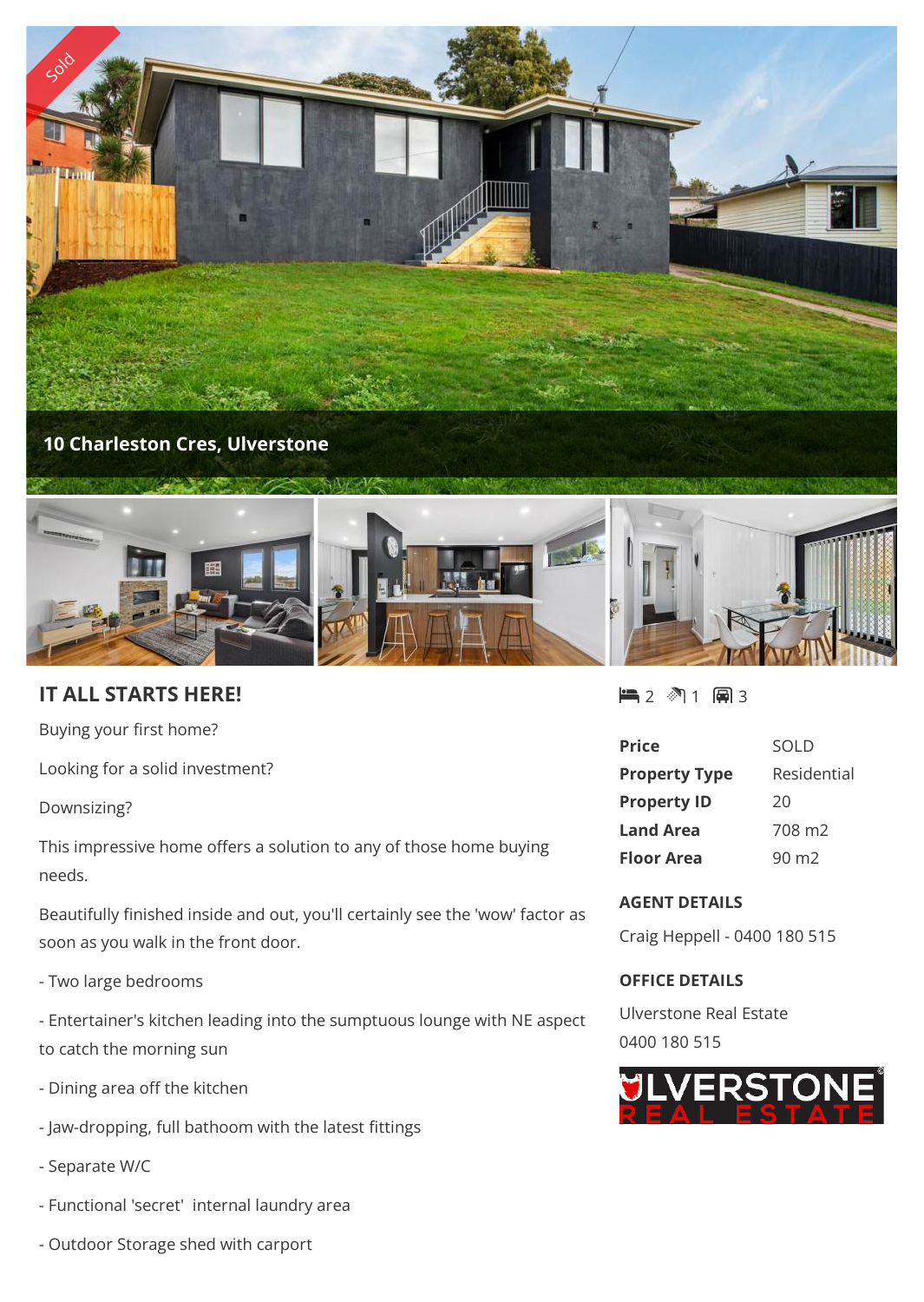Sold

# 10 Charleston Cres, Ulverstone

## IT ALL STARTS HERE!

Buying your first home?

Looking for a solid investment?

Downsizing?

This impressive home offers a solution to any of those home buying needs.

Beautifully finished inside and out, you'll certainly see the 'wow' factor as soon as you walk in the front door.

- Two large bedrooms

- Entertainer's kitchen leading into the sumptuous lounge with NE aspect to catch the morning sun

- Dining area off the kitchen

- Jaw-dropping, full bathoom with the latest fittings

- Separate W/C

- Functional 'secret' internal laundry area

- Outdoor Storage shed with carport

2 1 3

| | |
|---|---|
| **Price** | SOLD |
| **Property Type** | Residential |
| **Property ID** | 20 |
| **Land Area** | 708 m2 |
| **Floor Area** | 90 m2 |

### AGENT DETAILS

Craig Heppell - 0400 180 515

### OFFICE DETAILS

Ulverstone Real Estate
0400 180 515

ULVERSTONE REAL ESTATE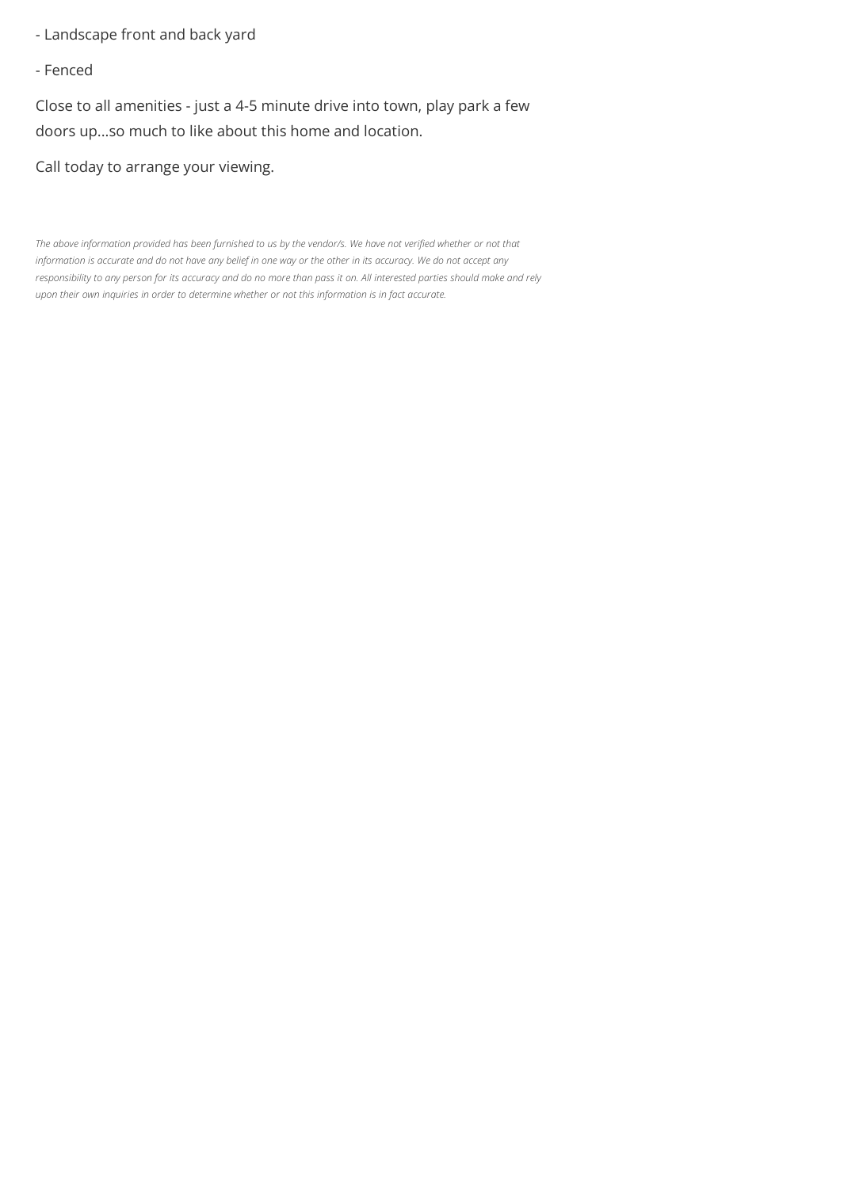- Landscape front and back yard

- Fenced

Close to all amenities - just a 4-5 minute drive into town, play park a few doors up...so much to like about this home and location.

Call today to arrange your viewing.

*The above information provided has been furnished to us by the vendor/s. We have not verified whether or not that information is accurate and do not have any belief in one way or the other in its accuracy. We do not accept any responsibility to any person for its accuracy and do no more than pass it on. All interested parties should make and rely upon their own inquiries in order to determine whether or not this information is in fact accurate.*